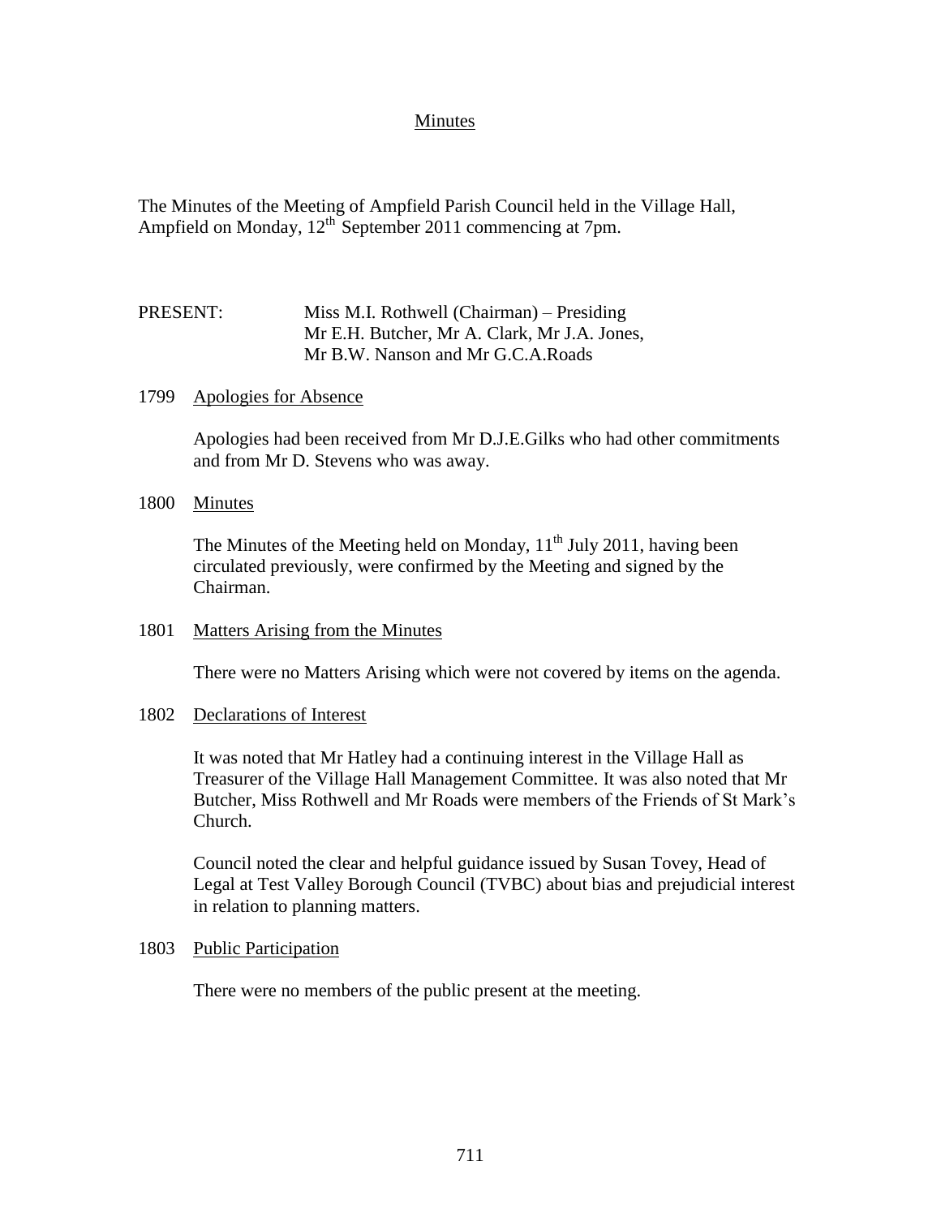# Minutes

The Minutes of the Meeting of Ampfield Parish Council held in the Village Hall, Ampfield on Monday, 12th September 2011 commencing at 7pm.

PRESENT: Miss M.I. Rothwell (Chairman) – Presiding
Mr E.H. Butcher, Mr A. Clark, Mr J.A. Jones,
Mr B.W. Nanson and Mr G.C.A.Roads

## 1799 Apologies for Absence

Apologies had been received from Mr D.J.E.Gilks who had other commitments and from Mr D. Stevens who was away.

## 1800 Minutes

The Minutes of the Meeting held on Monday, 11th July 2011, having been circulated previously, were confirmed by the Meeting and signed by the Chairman.

## 1801 Matters Arising from the Minutes

There were no Matters Arising which were not covered by items on the agenda.

## 1802 Declarations of Interest

It was noted that Mr Hatley had a continuing interest in the Village Hall as Treasurer of the Village Hall Management Committee. It was also noted that Mr Butcher, Miss Rothwell and Mr Roads were members of the Friends of St Mark's Church.

Council noted the clear and helpful guidance issued by Susan Tovey, Head of Legal at Test Valley Borough Council (TVBC) about bias and prejudicial interest in relation to planning matters.

## 1803 Public Participation

There were no members of the public present at the meeting.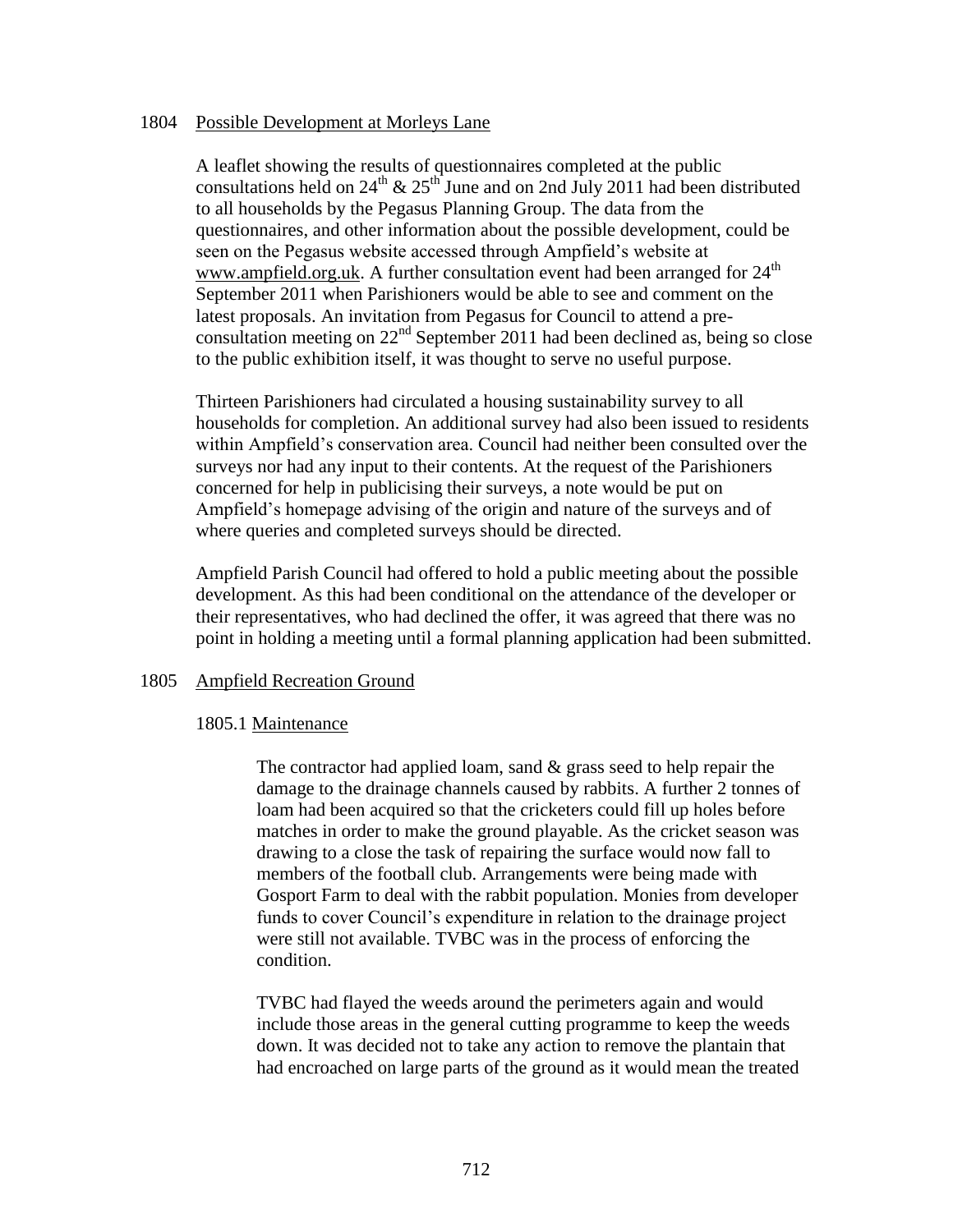## 1804 Possible Development at Morleys Lane

A leaflet showing the results of questionnaires completed at the public consultations held on 24th & 25th June and on 2nd July 2011 had been distributed to all households by the Pegasus Planning Group. The data from the questionnaires, and other information about the possible development, could be seen on the Pegasus website accessed through Ampfield's website at www.ampfield.org.uk. A further consultation event had been arranged for 24th September 2011 when Parishioners would be able to see and comment on the latest proposals. An invitation from Pegasus for Council to attend a pre-consultation meeting on 22nd September 2011 had been declined as, being so close to the public exhibition itself, it was thought to serve no useful purpose.

Thirteen Parishioners had circulated a housing sustainability survey to all households for completion. An additional survey had also been issued to residents within Ampfield's conservation area. Council had neither been consulted over the surveys nor had any input to their contents. At the request of the Parishioners concerned for help in publicising their surveys, a note would be put on Ampfield's homepage advising of the origin and nature of the surveys and of where queries and completed surveys should be directed.

Ampfield Parish Council had offered to hold a public meeting about the possible development. As this had been conditional on the attendance of the developer or their representatives, who had declined the offer, it was agreed that there was no point in holding a meeting until a formal planning application had been submitted.

## 1805 Ampfield Recreation Ground

### 1805.1 Maintenance

The contractor had applied loam, sand & grass seed to help repair the damage to the drainage channels caused by rabbits. A further 2 tonnes of loam had been acquired so that the cricketers could fill up holes before matches in order to make the ground playable. As the cricket season was drawing to a close the task of repairing the surface would now fall to members of the football club. Arrangements were being made with Gosport Farm to deal with the rabbit population. Monies from developer funds to cover Council's expenditure in relation to the drainage project were still not available. TVBC was in the process of enforcing the condition.

TVBC had flayed the weeds around the perimeters again and would include those areas in the general cutting programme to keep the weeds down. It was decided not to take any action to remove the plantain that had encroached on large parts of the ground as it would mean the treated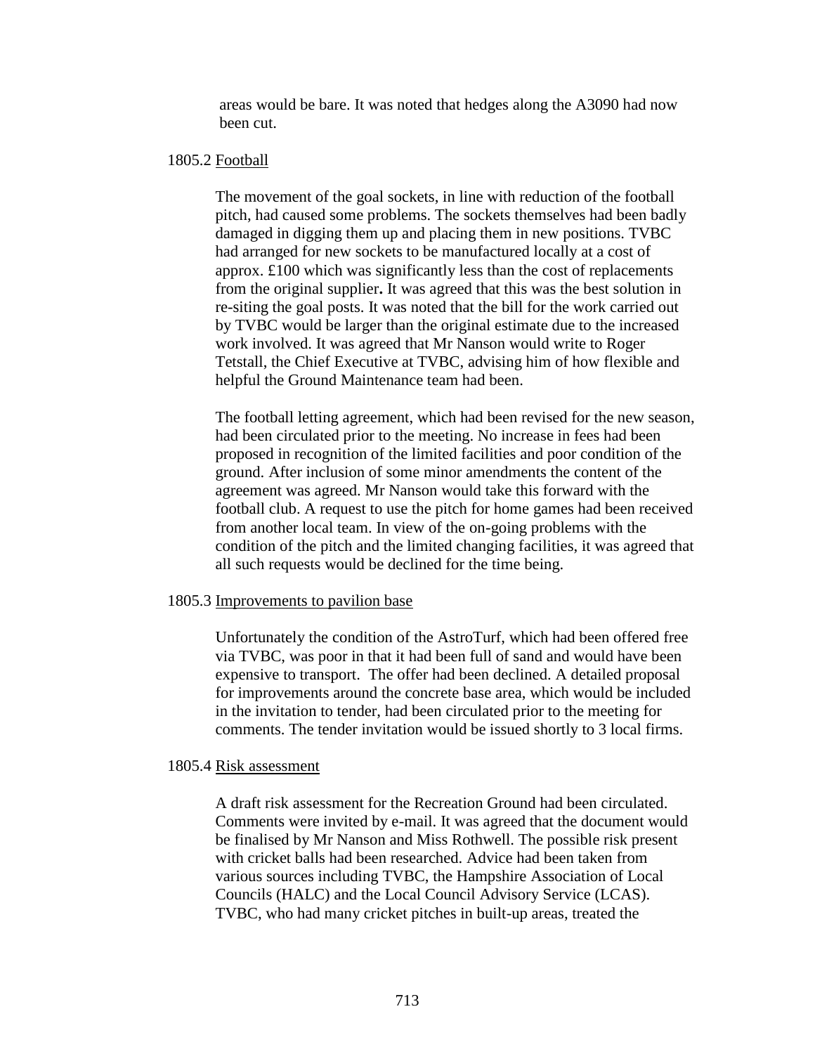areas would be bare. It was noted that hedges along the A3090 had now been cut.

1805.2 Football

The movement of the goal sockets, in line with reduction of the football pitch, had caused some problems. The sockets themselves had been badly damaged in digging them up and placing them in new positions. TVBC had arranged for new sockets to be manufactured locally at a cost of approx. £100 which was significantly less than the cost of replacements from the original supplier. It was agreed that this was the best solution in re-siting the goal posts. It was noted that the bill for the work carried out by TVBC would be larger than the original estimate due to the increased work involved. It was agreed that Mr Nanson would write to Roger Tetstall, the Chief Executive at TVBC, advising him of how flexible and helpful the Ground Maintenance team had been.

The football letting agreement, which had been revised for the new season, had been circulated prior to the meeting. No increase in fees had been proposed in recognition of the limited facilities and poor condition of the ground. After inclusion of some minor amendments the content of the agreement was agreed. Mr Nanson would take this forward with the football club. A request to use the pitch for home games had been received from another local team. In view of the on-going problems with the condition of the pitch and the limited changing facilities, it was agreed that all such requests would be declined for the time being.

1805.3 Improvements to pavilion base

Unfortunately the condition of the AstroTurf, which had been offered free via TVBC, was poor in that it had been full of sand and would have been expensive to transport. The offer had been declined. A detailed proposal for improvements around the concrete base area, which would be included in the invitation to tender, had been circulated prior to the meeting for comments. The tender invitation would be issued shortly to 3 local firms.

1805.4 Risk assessment

A draft risk assessment for the Recreation Ground had been circulated. Comments were invited by e-mail. It was agreed that the document would be finalised by Mr Nanson and Miss Rothwell. The possible risk present with cricket balls had been researched. Advice had been taken from various sources including TVBC, the Hampshire Association of Local Councils (HALC) and the Local Council Advisory Service (LCAS). TVBC, who had many cricket pitches in built-up areas, treated the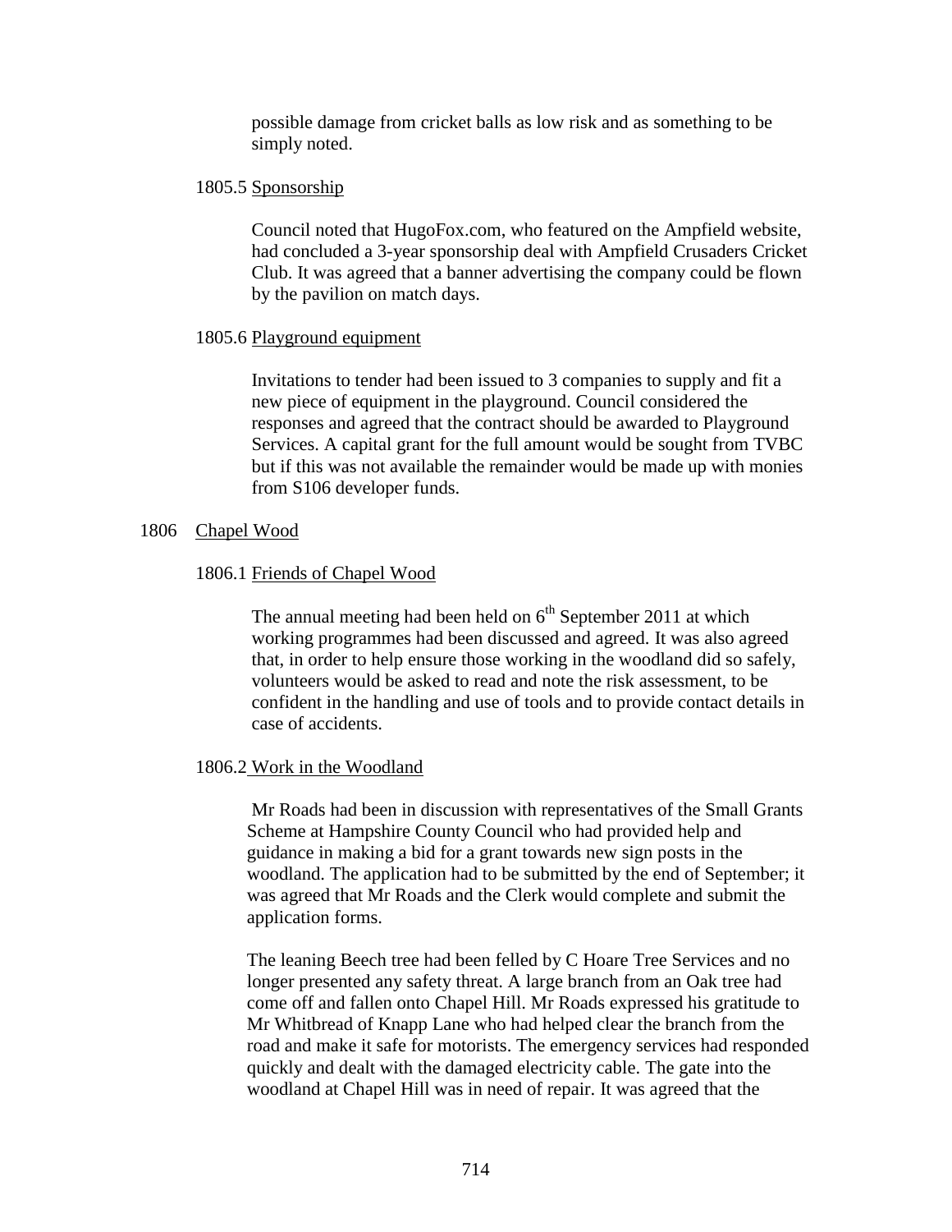possible damage from cricket balls as low risk and as something to be simply noted.

1805.5 Sponsorship

Council noted that HugoFox.com, who featured on the Ampfield website, had concluded a 3-year sponsorship deal with Ampfield Crusaders Cricket Club. It was agreed that a banner advertising the company could be flown by the pavilion on match days.

1805.6 Playground equipment

Invitations to tender had been issued to 3 companies to supply and fit a new piece of equipment in the playground. Council considered the responses and agreed that the contract should be awarded to Playground Services. A capital grant for the full amount would be sought from TVBC but if this was not available the remainder would be made up with monies from S106 developer funds.

1806 Chapel Wood

1806.1 Friends of Chapel Wood

The annual meeting had been held on 6th September 2011 at which working programmes had been discussed and agreed. It was also agreed that, in order to help ensure those working in the woodland did so safely, volunteers would be asked to read and note the risk assessment, to be confident in the handling and use of tools and to provide contact details in case of accidents.

1806.2 Work in the Woodland

Mr Roads had been in discussion with representatives of the Small Grants Scheme at Hampshire County Council who had provided help and guidance in making a bid for a grant towards new sign posts in the woodland. The application had to be submitted by the end of September; it was agreed that Mr Roads and the Clerk would complete and submit the application forms.

The leaning Beech tree had been felled by C Hoare Tree Services and no longer presented any safety threat. A large branch from an Oak tree had come off and fallen onto Chapel Hill. Mr Roads expressed his gratitude to Mr Whitbread of Knapp Lane who had helped clear the branch from the road and make it safe for motorists. The emergency services had responded quickly and dealt with the damaged electricity cable. The gate into the woodland at Chapel Hill was in need of repair. It was agreed that the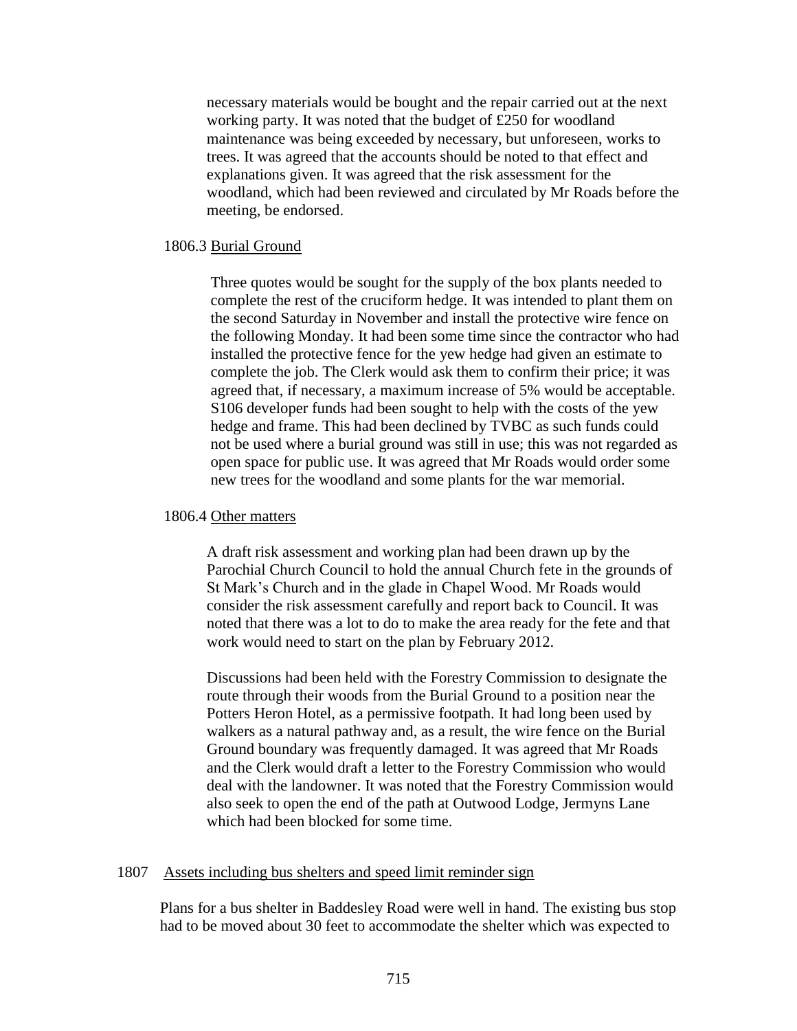necessary materials would be bought and the repair carried out at the next working party. It was noted that the budget of £250 for woodland maintenance was being exceeded by necessary, but unforeseen, works to trees. It was agreed that the accounts should be noted to that effect and explanations given. It was agreed that the risk assessment for the woodland, which had been reviewed and circulated by Mr Roads before the meeting, be endorsed.

1806.3 Burial Ground

Three quotes would be sought for the supply of the box plants needed to complete the rest of the cruciform hedge. It was intended to plant them on the second Saturday in November and install the protective wire fence on the following Monday. It had been some time since the contractor who had installed the protective fence for the yew hedge had given an estimate to complete the job. The Clerk would ask them to confirm their price; it was agreed that, if necessary, a maximum increase of 5% would be acceptable. S106 developer funds had been sought to help with the costs of the yew hedge and frame. This had been declined by TVBC as such funds could not be used where a burial ground was still in use; this was not regarded as open space for public use. It was agreed that Mr Roads would order some new trees for the woodland and some plants for the war memorial.

1806.4 Other matters

A draft risk assessment and working plan had been drawn up by the Parochial Church Council to hold the annual Church fete in the grounds of St Mark's Church and in the glade in Chapel Wood. Mr Roads would consider the risk assessment carefully and report back to Council. It was noted that there was a lot to do to make the area ready for the fete and that work would need to start on the plan by February 2012.

Discussions had been held with the Forestry Commission to designate the route through their woods from the Burial Ground to a position near the Potters Heron Hotel, as a permissive footpath. It had long been used by walkers as a natural pathway and, as a result, the wire fence on the Burial Ground boundary was frequently damaged. It was agreed that Mr Roads and the Clerk would draft a letter to the Forestry Commission who would deal with the landowner. It was noted that the Forestry Commission would also seek to open the end of the path at Outwood Lodge, Jermyns Lane which had been blocked for some time.

1807 Assets including bus shelters and speed limit reminder sign

Plans for a bus shelter in Baddesley Road were well in hand. The existing bus stop had to be moved about 30 feet to accommodate the shelter which was expected to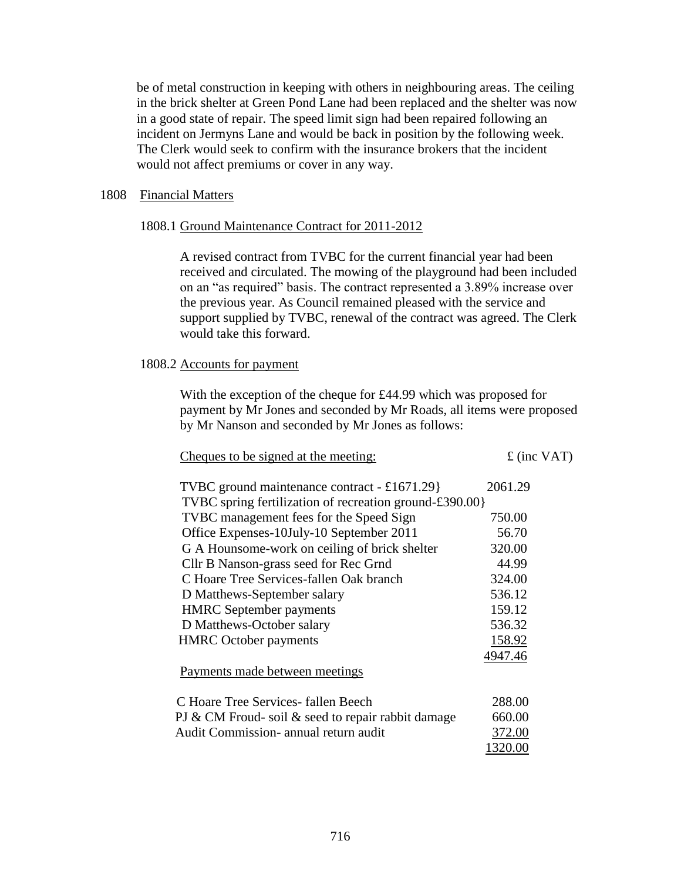be of metal construction in keeping with others in neighbouring areas. The ceiling in the brick shelter at Green Pond Lane had been replaced and the shelter was now in a good state of repair. The speed limit sign had been repaired following an incident on Jermyns Lane and would be back in position by the following week. The Clerk would seek to confirm with the insurance brokers that the incident would not affect premiums or cover in any way.

1808 Financial Matters

1808.1 Ground Maintenance Contract for 2011-2012

A revised contract from TVBC for the current financial year had been received and circulated. The mowing of the playground had been included on an "as required" basis. The contract represented a 3.89% increase over the previous year. As Council remained pleased with the service and support supplied by TVBC, renewal of the contract was agreed. The Clerk would take this forward.

1808.2 Accounts for payment

With the exception of the cheque for £44.99 which was proposed for payment by Mr Jones and seconded by Mr Roads, all items were proposed by Mr Nanson and seconded by Mr Jones as follows:

| Cheques to be signed at the meeting: | £ (inc VAT) |
|---|---|
| TVBC ground maintenance contract - £1671.29} | 2061.29 |
| TVBC spring fertilization of recreation ground-£390.00} | |
| TVBC management fees for the Speed Sign | 750.00 |
| Office Expenses-10July-10 September 2011 | 56.70 |
| G A Hounsome-work on ceiling of brick shelter | 320.00 |
| Cllr B Nanson-grass seed for Rec Grnd | 44.99 |
| C Hoare Tree Services-fallen Oak branch | 324.00 |
| D Matthews-September salary | 536.12 |
| HMRC September payments | 159.12 |
| D Matthews-October salary | 536.32 |
| HMRC October payments | 158.92 |
| | 4947.46 |

| Payments made between meetings | |
|---|---|
| C Hoare Tree Services- fallen Beech | 288.00 |
| PJ & CM Froud- soil & seed to repair rabbit damage | 660.00 |
| Audit Commission- annual return audit | 372.00 |
| | 1320.00 |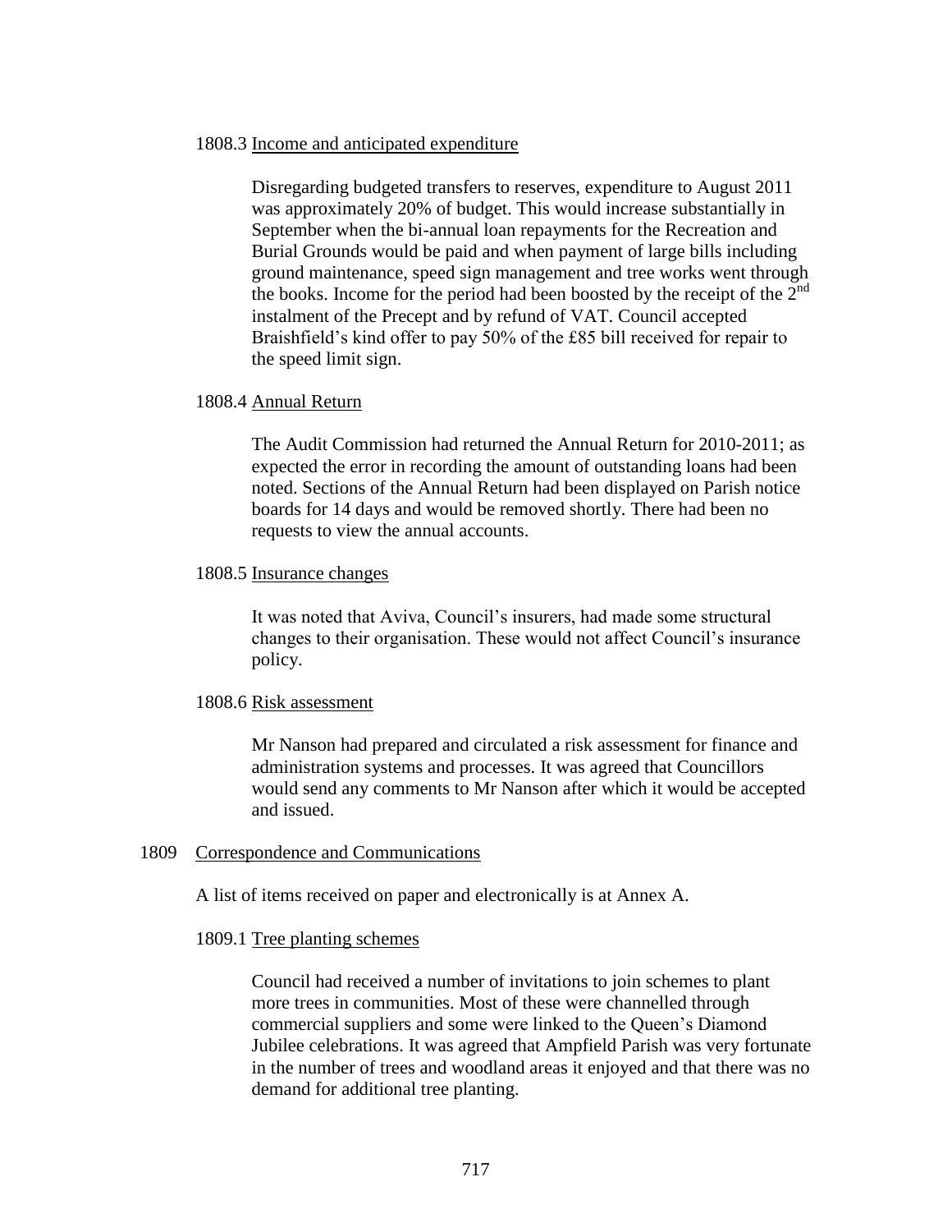1808.3 Income and anticipated expenditure

Disregarding budgeted transfers to reserves, expenditure to August 2011 was approximately 20% of budget. This would increase substantially in September when the bi-annual loan repayments for the Recreation and Burial Grounds would be paid and when payment of large bills including ground maintenance, speed sign management and tree works went through the books. Income for the period had been boosted by the receipt of the 2nd instalment of the Precept and by refund of VAT. Council accepted Braishfield's kind offer to pay 50% of the £85 bill received for repair to the speed limit sign.

1808.4 Annual Return

The Audit Commission had returned the Annual Return for 2010-2011; as expected the error in recording the amount of outstanding loans had been noted. Sections of the Annual Return had been displayed on Parish notice boards for 14 days and would be removed shortly. There had been no requests to view the annual accounts.

1808.5 Insurance changes

It was noted that Aviva, Council's insurers, had made some structural changes to their organisation. These would not affect Council's insurance policy.

1808.6 Risk assessment

Mr Nanson had prepared and circulated a risk assessment for finance and administration systems and processes. It was agreed that Councillors would send any comments to Mr Nanson after which it would be accepted and issued.

1809 Correspondence and Communications

A list of items received on paper and electronically is at Annex A.

1809.1 Tree planting schemes

Council had received a number of invitations to join schemes to plant more trees in communities. Most of these were channelled through commercial suppliers and some were linked to the Queen's Diamond Jubilee celebrations. It was agreed that Ampfield Parish was very fortunate in the number of trees and woodland areas it enjoyed and that there was no demand for additional tree planting.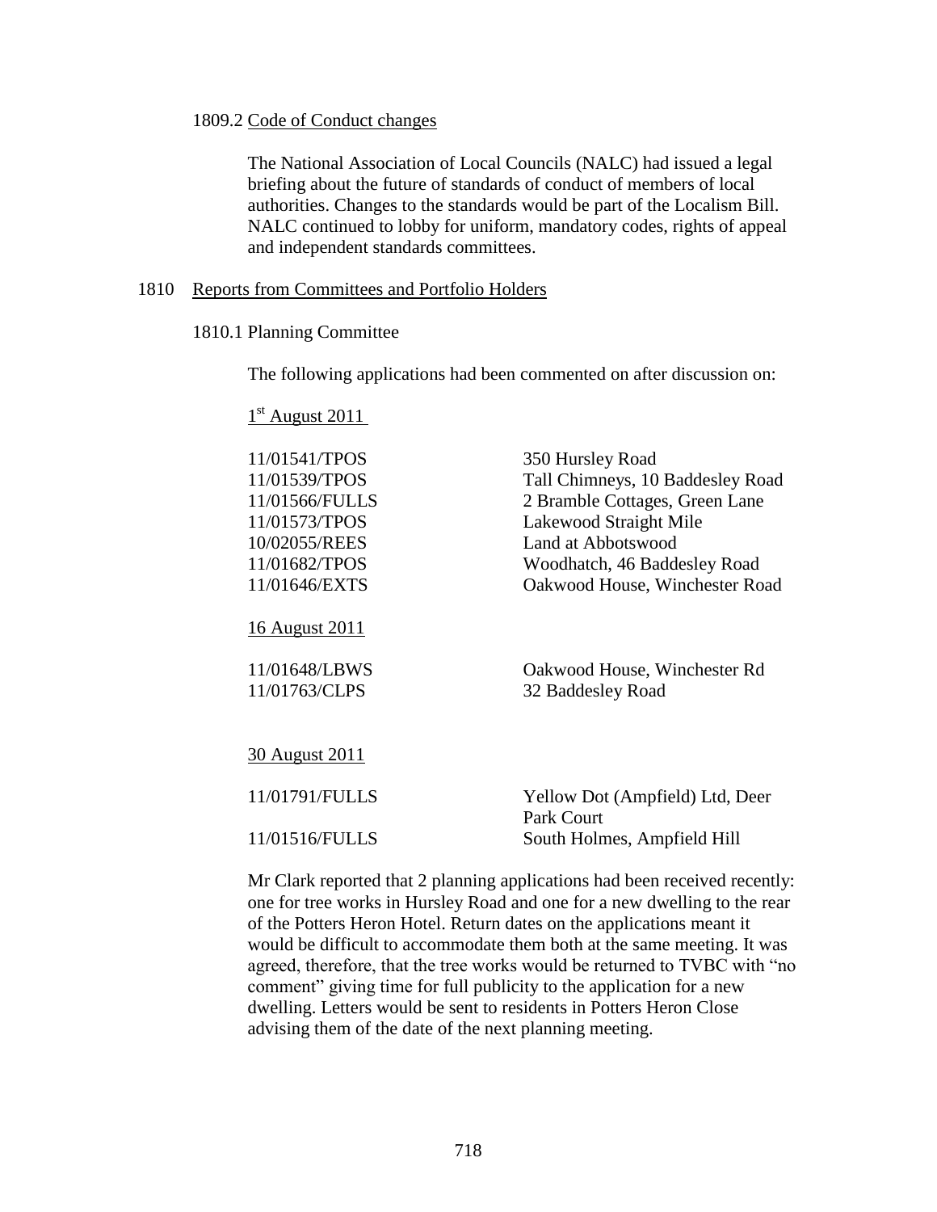1809.2 Code of Conduct changes

The National Association of Local Councils (NALC) had issued a legal briefing about the future of standards of conduct of members of local authorities. Changes to the standards would be part of the Localism Bill. NALC continued to lobby for uniform, mandatory codes, rights of appeal and independent standards committees.

1810 Reports from Committees and Portfolio Holders

1810.1 Planning Committee

The following applications had been commented on after discussion on:

1st August 2011

| | |
|---|---|
| 11/01541/TPOS | 350 Hursley Road |
| 11/01539/TPOS | Tall Chimneys, 10 Baddesley Road |
| 11/01566/FULLS | 2 Bramble Cottages, Green Lane |
| 11/01573/TPOS | Lakewood Straight Mile |
| 10/02055/REES | Land at Abbotswood |
| 11/01682/TPOS | Woodhatch, 46 Baddesley Road |
| 11/01646/EXTS | Oakwood House, Winchester Road |

16 August 2011

| | |
|---|---|
| 11/01648/LBWS | Oakwood House, Winchester Rd |
| 11/01763/CLPS | 32 Baddesley Road |

30 August 2011

| | |
|---|---|
| 11/01791/FULLS | Yellow Dot (Ampfield) Ltd, Deer Park Court |
| 11/01516/FULLS | South Holmes, Ampfield Hill |

Mr Clark reported that 2 planning applications had been received recently: one for tree works in Hursley Road and one for a new dwelling to the rear of the Potters Heron Hotel. Return dates on the applications meant it would be difficult to accommodate them both at the same meeting. It was agreed, therefore, that the tree works would be returned to TVBC with "no comment" giving time for full publicity to the application for a new dwelling. Letters would be sent to residents in Potters Heron Close advising them of the date of the next planning meeting.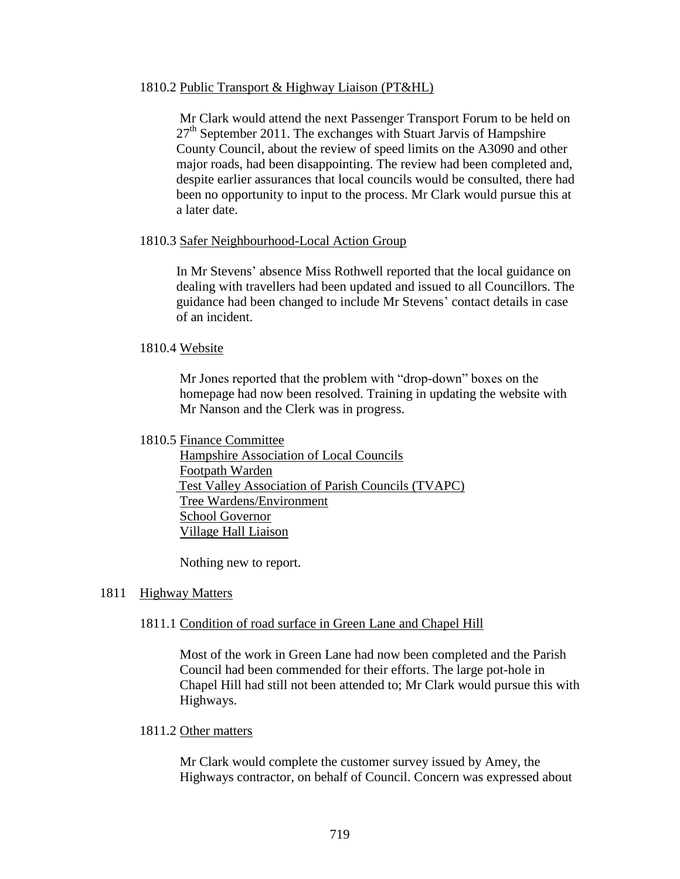1810.2 Public Transport & Highway Liaison (PT&HL)

Mr Clark would attend the next Passenger Transport Forum to be held on 27th September 2011. The exchanges with Stuart Jarvis of Hampshire County Council, about the review of speed limits on the A3090 and other major roads, had been disappointing. The review had been completed and, despite earlier assurances that local councils would be consulted, there had been no opportunity to input to the process. Mr Clark would pursue this at a later date.

1810.3 Safer Neighbourhood-Local Action Group

In Mr Stevens' absence Miss Rothwell reported that the local guidance on dealing with travellers had been updated and issued to all Councillors. The guidance had been changed to include Mr Stevens' contact details in case of an incident.

1810.4 Website

Mr Jones reported that the problem with "drop-down" boxes on the homepage had now been resolved. Training in updating the website with Mr Nanson and the Clerk was in progress.

1810.5 Finance Committee
Hampshire Association of Local Councils
Footpath Warden
Test Valley Association of Parish Councils (TVAPC)
Tree Wardens/Environment
School Governor
Village Hall Liaison

Nothing new to report.

1811 Highway Matters

1811.1 Condition of road surface in Green Lane and Chapel Hill

Most of the work in Green Lane had now been completed and the Parish Council had been commended for their efforts. The large pot-hole in Chapel Hill had still not been attended to; Mr Clark would pursue this with Highways.

1811.2 Other matters

Mr Clark would complete the customer survey issued by Amey, the Highways contractor, on behalf of Council. Concern was expressed about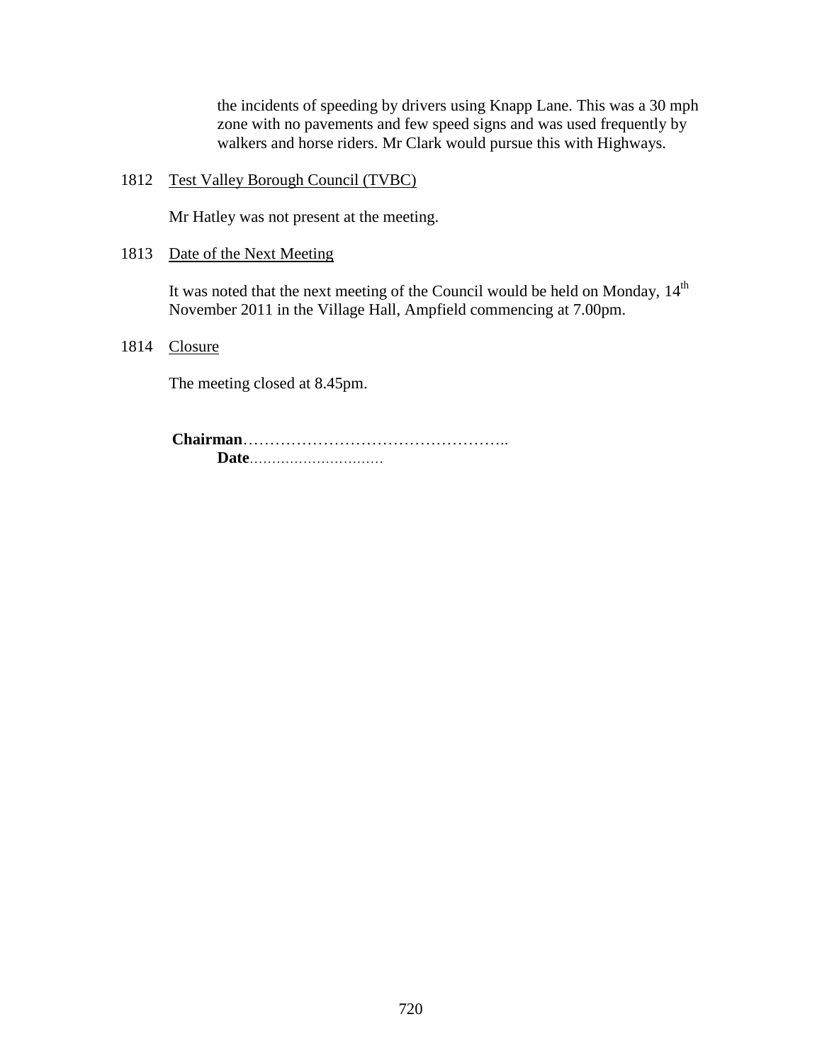the incidents of speeding by drivers using Knapp Lane. This was a 30 mph zone with no pavements and few speed signs and was used frequently by walkers and horse riders. Mr Clark would pursue this with Highways.

1812 Test Valley Borough Council (TVBC)

Mr Hatley was not present at the meeting.

1813 Date of the Next Meeting

It was noted that the next meeting of the Council would be held on Monday, 14th November 2011 in the Village Hall, Ampfield commencing at 7.00pm.

1814 Closure

The meeting closed at 8.45pm.

**Chairman**…………………………………………..
**Date**…………………………